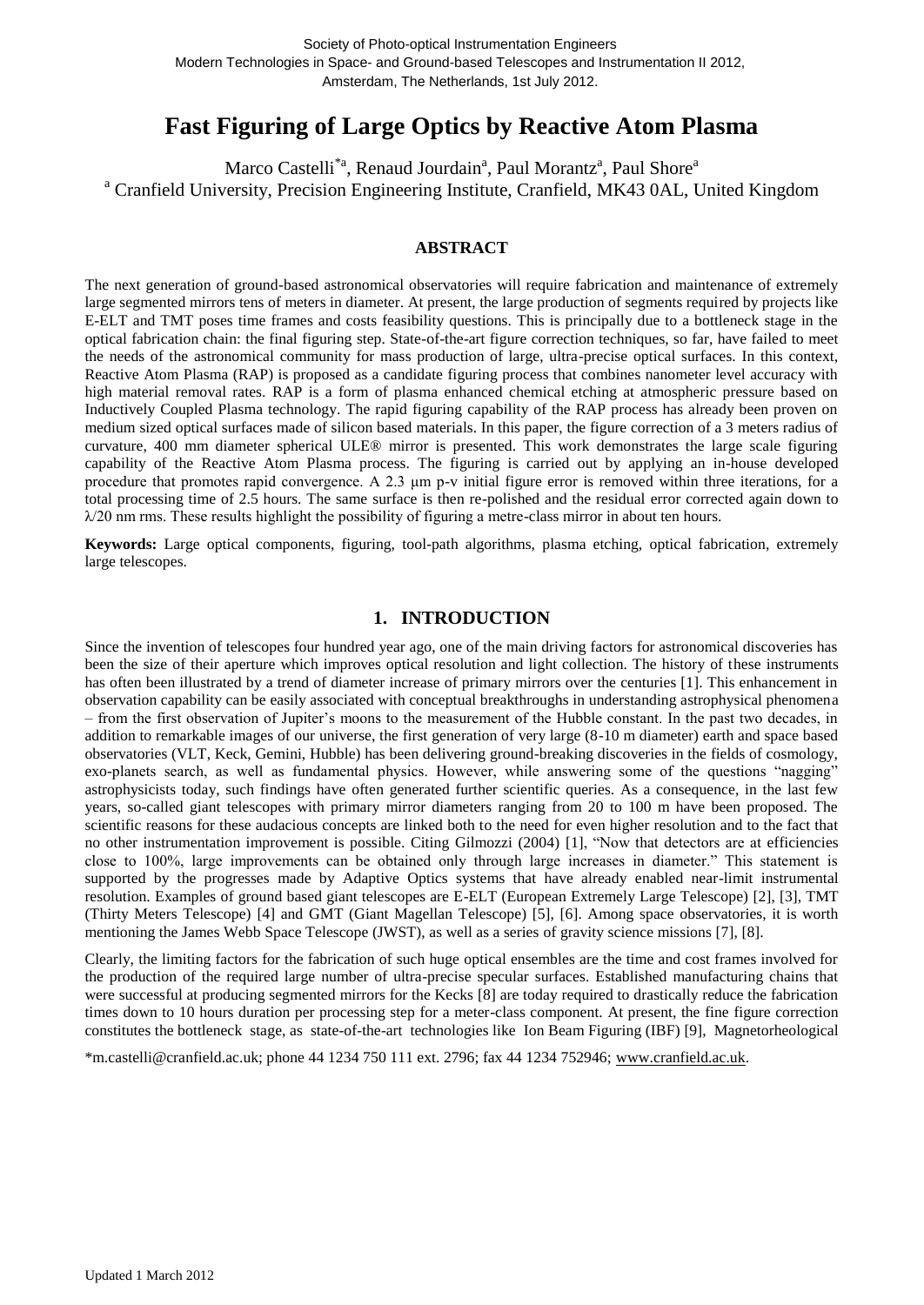Society of Photo-optical Instrumentation Engineers
Modern Technologies in Space- and Ground-based Telescopes and Instrumentation II 2012,
Amsterdam, The Netherlands, 1st July 2012.

# Fast Figuring of Large Optics by Reactive Atom Plasma

Marco Castelli*[a], Renaud Jourdain[a], Paul Morantz[a], Paul Shore[a]

[a] Cranfield University, Precision Engineering Institute, Cranfield, MK43 0AL, United Kingdom

## ABSTRACT

The next generation of ground-based astronomical observatories will require fabrication and maintenance of extremely large segmented mirrors tens of meters in diameter. At present, the large production of segments required by projects like E-ELT and TMT poses time frames and costs feasibility questions. This is principally due to a bottleneck stage in the optical fabrication chain: the final figuring step. State-of-the-art figure correction techniques, so far, have failed to meet the needs of the astronomical community for mass production of large, ultra-precise optical surfaces. In this context, Reactive Atom Plasma (RAP) is proposed as a candidate figuring process that combines nanometer level accuracy with high material removal rates. RAP is a form of plasma enhanced chemical etching at atmospheric pressure based on Inductively Coupled Plasma technology. The rapid figuring capability of the RAP process has already been proven on medium sized optical surfaces made of silicon based materials. In this paper, the figure correction of a 3 meters radius of curvature, 400 mm diameter spherical ULE® mirror is presented. This work demonstrates the large scale figuring capability of the Reactive Atom Plasma process. The figuring is carried out by applying an in-house developed procedure that promotes rapid convergence. A 2.3 μm p-v initial figure error is removed within three iterations, for a total processing time of 2.5 hours. The same surface is then re-polished and the residual error corrected again down to λ/20 nm rms. These results highlight the possibility of figuring a metre-class mirror in about ten hours.

**Keywords:** Large optical components, figuring, tool-path algorithms, plasma etching, optical fabrication, extremely large telescopes.

## 1. INTRODUCTION

Since the invention of telescopes four hundred year ago, one of the main driving factors for astronomical discoveries has been the size of their aperture which improves optical resolution and light collection. The history of these instruments has often been illustrated by a trend of diameter increase of primary mirrors over the centuries [1]. This enhancement in observation capability can be easily associated with conceptual breakthroughs in understanding astrophysical phenomena – from the first observation of Jupiter's moons to the measurement of the Hubble constant. In the past two decades, in addition to remarkable images of our universe, the first generation of very large (8-10 m diameter) earth and space based observatories (VLT, Keck, Gemini, Hubble) has been delivering ground-breaking discoveries in the fields of cosmology, exo-planets search, as well as fundamental physics. However, while answering some of the questions "nagging" astrophysicists today, such findings have often generated further scientific queries. As a consequence, in the last few years, so-called giant telescopes with primary mirror diameters ranging from 20 to 100 m have been proposed. The scientific reasons for these audacious concepts are linked both to the need for even higher resolution and to the fact that no other instrumentation improvement is possible. Citing Gilmozzi (2004) [1], "Now that detectors are at efficiencies close to 100%, large improvements can be obtained only through large increases in diameter." This statement is supported by the progresses made by Adaptive Optics systems that have already enabled near-limit instrumental resolution. Examples of ground based giant telescopes are E-ELT (European Extremely Large Telescope) [2], [3], TMT (Thirty Meters Telescope) [4] and GMT (Giant Magellan Telescope) [5], [6]. Among space observatories, it is worth mentioning the James Webb Space Telescope (JWST), as well as a series of gravity science missions [7], [8].

Clearly, the limiting factors for the fabrication of such huge optical ensembles are the time and cost frames involved for the production of the required large number of ultra-precise specular surfaces. Established manufacturing chains that were successful at producing segmented mirrors for the Kecks [8] are today required to drastically reduce the fabrication times down to 10 hours duration per processing step for a meter-class component. At present, the fine figure correction constitutes the bottleneck stage, as state-of-the-art technologies like Ion Beam Figuring (IBF) [9], Magnetorheological

*m.castelli@cranfield.ac.uk; phone 44 1234 750 111 ext. 2796; fax 44 1234 752946; www.cranfield.ac.uk.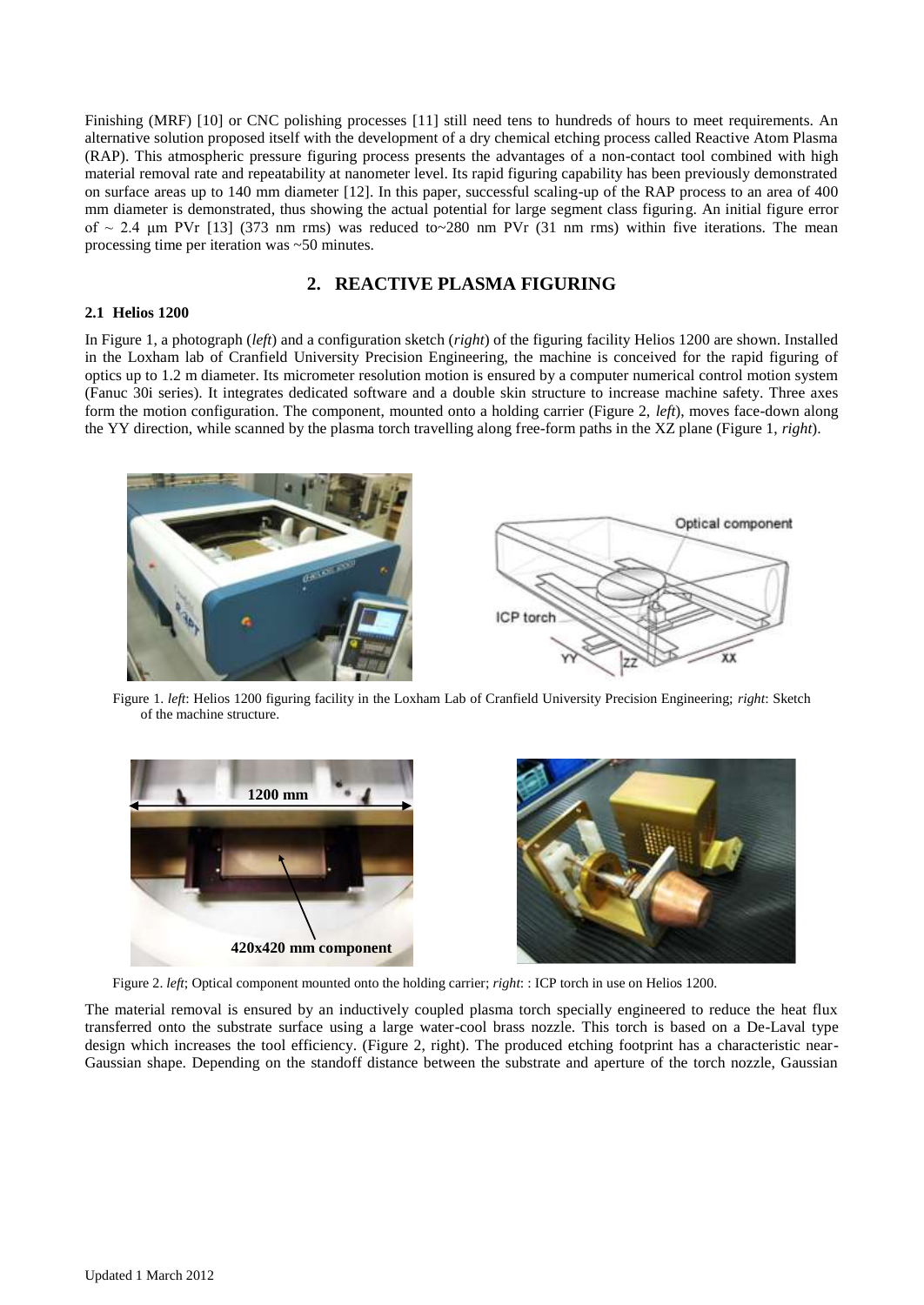Finishing (MRF) [10] or CNC polishing processes [11] still need tens to hundreds of hours to meet requirements. An alternative solution proposed itself with the development of a dry chemical etching process called Reactive Atom Plasma (RAP). This atmospheric pressure figuring process presents the advantages of a non-contact tool combined with high material removal rate and repeatability at nanometer level. Its rapid figuring capability has been previously demonstrated on surface areas up to 140 mm diameter [12]. In this paper, successful scaling-up of the RAP process to an area of 400 mm diameter is demonstrated, thus showing the actual potential for large segment class figuring. An initial figure error of ~ 2.4 μm PVr [13] (373 nm rms) was reduced to~280 nm PVr (31 nm rms) within five iterations. The mean processing time per iteration was ~50 minutes.

## 2. REACTIVE PLASMA FIGURING

### 2.1 Helios 1200

In Figure 1, a photograph (*left*) and a configuration sketch (*right*) of the figuring facility Helios 1200 are shown. Installed in the Loxham lab of Cranfield University Precision Engineering, the machine is conceived for the rapid figuring of optics up to 1.2 m diameter. Its micrometer resolution motion is ensured by a computer numerical control motion system (Fanuc 30i series). It integrates dedicated software and a double skin structure to increase machine safety. Three axes form the motion configuration. The component, mounted onto a holding carrier (Figure 2, *left*), moves face-down along the YY direction, while scanned by the plasma torch travelling along free-form paths in the XZ plane (Figure 1, *right*).

Figure 1. *left*: Helios 1200 figuring facility in the Loxham Lab of Cranfield University Precision Engineering; *right*: Sketch of the machine structure.

Figure 2. *left*; Optical component mounted onto the holding carrier; *right*: : ICP torch in use on Helios 1200.

The material removal is ensured by an inductively coupled plasma torch specially engineered to reduce the heat flux transferred onto the substrate surface using a large water-cool brass nozzle. This torch is based on a De-Laval type design which increases the tool efficiency. (Figure 2, right). The produced etching footprint has a characteristic near-Gaussian shape. Depending on the standoff distance between the substrate and aperture of the torch nozzle, Gaussian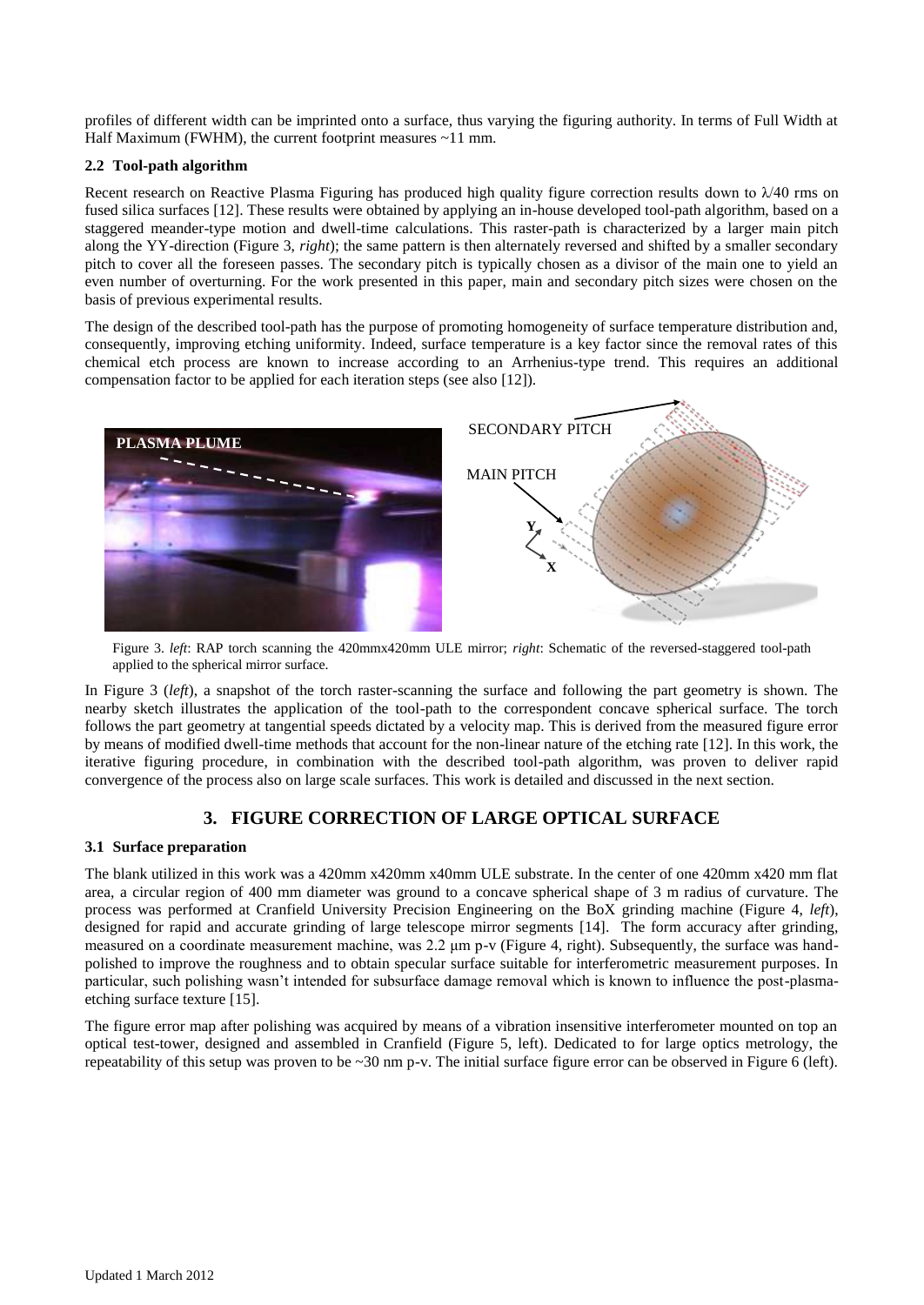profiles of different width can be imprinted onto a surface, thus varying the figuring authority. In terms of Full Width at Half Maximum (FWHM), the current footprint measures ~11 mm.

### 2.2 Tool-path algorithm

Recent research on Reactive Plasma Figuring has produced high quality figure correction results down to $\lambda/40$ rms on fused silica surfaces [12]. These results were obtained by applying an in-house developed tool-path algorithm, based on a staggered meander-type motion and dwell-time calculations. This raster-path is characterized by a larger main pitch along the YY-direction (Figure 3, *right*); the same pattern is then alternately reversed and shifted by a smaller secondary pitch to cover all the foreseen passes. The secondary pitch is typically chosen as a divisor of the main one to yield an even number of overturning. For the work presented in this paper, main and secondary pitch sizes were chosen on the basis of previous experimental results.

The design of the described tool-path has the purpose of promoting homogeneity of surface temperature distribution and, consequently, improving etching uniformity. Indeed, surface temperature is a key factor since the removal rates of this chemical etch process are known to increase according to an Arrhenius-type trend. This requires an additional compensation factor to be applied for each iteration steps (see also [12]).

Figure 3. *left*: RAP torch scanning the 420mmx420mm ULE mirror; *right*: Schematic of the reversed-staggered tool-path applied to the spherical mirror surface.

In Figure 3 (*left*), a snapshot of the torch raster-scanning the surface and following the part geometry is shown. The nearby sketch illustrates the application of the tool-path to the correspondent concave spherical surface. The torch follows the part geometry at tangential speeds dictated by a velocity map. This is derived from the measured figure error by means of modified dwell-time methods that account for the non-linear nature of the etching rate [12]. In this work, the iterative figuring procedure, in combination with the described tool-path algorithm, was proven to deliver rapid convergence of the process also on large scale surfaces. This work is detailed and discussed in the next section.

## 3. FIGURE CORRECTION OF LARGE OPTICAL SURFACE

### 3.1 Surface preparation

The blank utilized in this work was a 420mm x420mm x40mm ULE substrate. In the center of one 420mm x420 mm flat area, a circular region of 400 mm diameter was ground to a concave spherical shape of 3 m radius of curvature. The process was performed at Cranfield University Precision Engineering on the BoX grinding machine (Figure 4, *left*), designed for rapid and accurate grinding of large telescope mirror segments [14]. The form accuracy after grinding, measured on a coordinate measurement machine, was 2.2 μm p-v (Figure 4, right). Subsequently, the surface was hand-polished to improve the roughness and to obtain specular surface suitable for interferometric measurement purposes. In particular, such polishing wasn't intended for subsurface damage removal which is known to influence the post-plasma-etching surface texture [15].

The figure error map after polishing was acquired by means of a vibration insensitive interferometer mounted on top an optical test-tower, designed and assembled in Cranfield (Figure 5, left). Dedicated to for large optics metrology, the repeatability of this setup was proven to be ~30 nm p-v. The initial surface figure error can be observed in Figure 6 (left).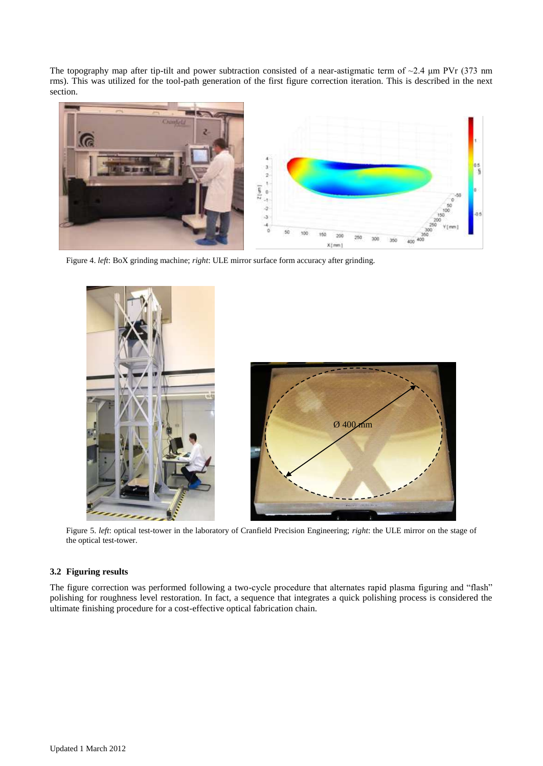The topography map after tip-tilt and power subtraction consisted of a near-astigmatic term of ~2.4 µm PVr (373 nm rms). This was utilized for the tool-path generation of the first figure correction iteration. This is described in the next section.

Figure 4. *left*: BoX grinding machine; *right*: ULE mirror surface form accuracy after grinding.

Figure 5. *left*: optical test-tower in the laboratory of Cranfield Precision Engineering; *right*: the ULE mirror on the stage of the optical test-tower.

### 3.2 Figuring results

The figure correction was performed following a two-cycle procedure that alternates rapid plasma figuring and "flash" polishing for roughness level restoration. In fact, a sequence that integrates a quick polishing process is considered the ultimate finishing procedure for a cost-effective optical fabrication chain.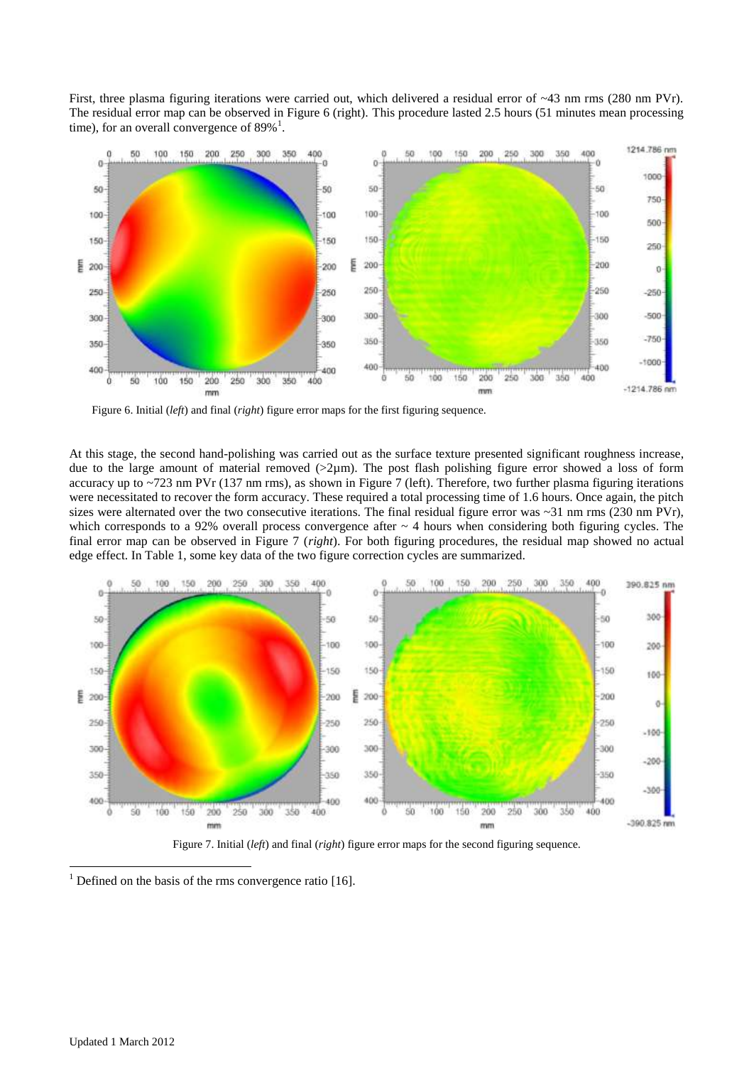First, three plasma figuring iterations were carried out, which delivered a residual error of ~43 nm rms (280 nm PVr). The residual error map can be observed in Figure 6 (right). This procedure lasted 2.5 hours (51 minutes mean processing time), for an overall convergence of 89%[1].

Figure 6. Initial (*left*) and final (*right*) figure error maps for the first figuring sequence.

At this stage, the second hand-polishing was carried out as the surface texture presented significant roughness increase, due to the large amount of material removed (>2µm). The post flash polishing figure error showed a loss of form accuracy up to ~723 nm PVr (137 nm rms), as shown in Figure 7 (left). Therefore, two further plasma figuring iterations were necessitated to recover the form accuracy. These required a total processing time of 1.6 hours. Once again, the pitch sizes were alternated over the two consecutive iterations. The final residual figure error was ~31 nm rms (230 nm PVr), which corresponds to a 92% overall process convergence after ~ 4 hours when considering both figuring cycles. The final error map can be observed in Figure 7 (*right*). For both figuring procedures, the residual map showed no actual edge effect. In Table 1, some key data of the two figure correction cycles are summarized.

Figure 7. Initial (*left*) and final (*right*) figure error maps for the second figuring sequence.

[1] Defined on the basis of the rms convergence ratio [16].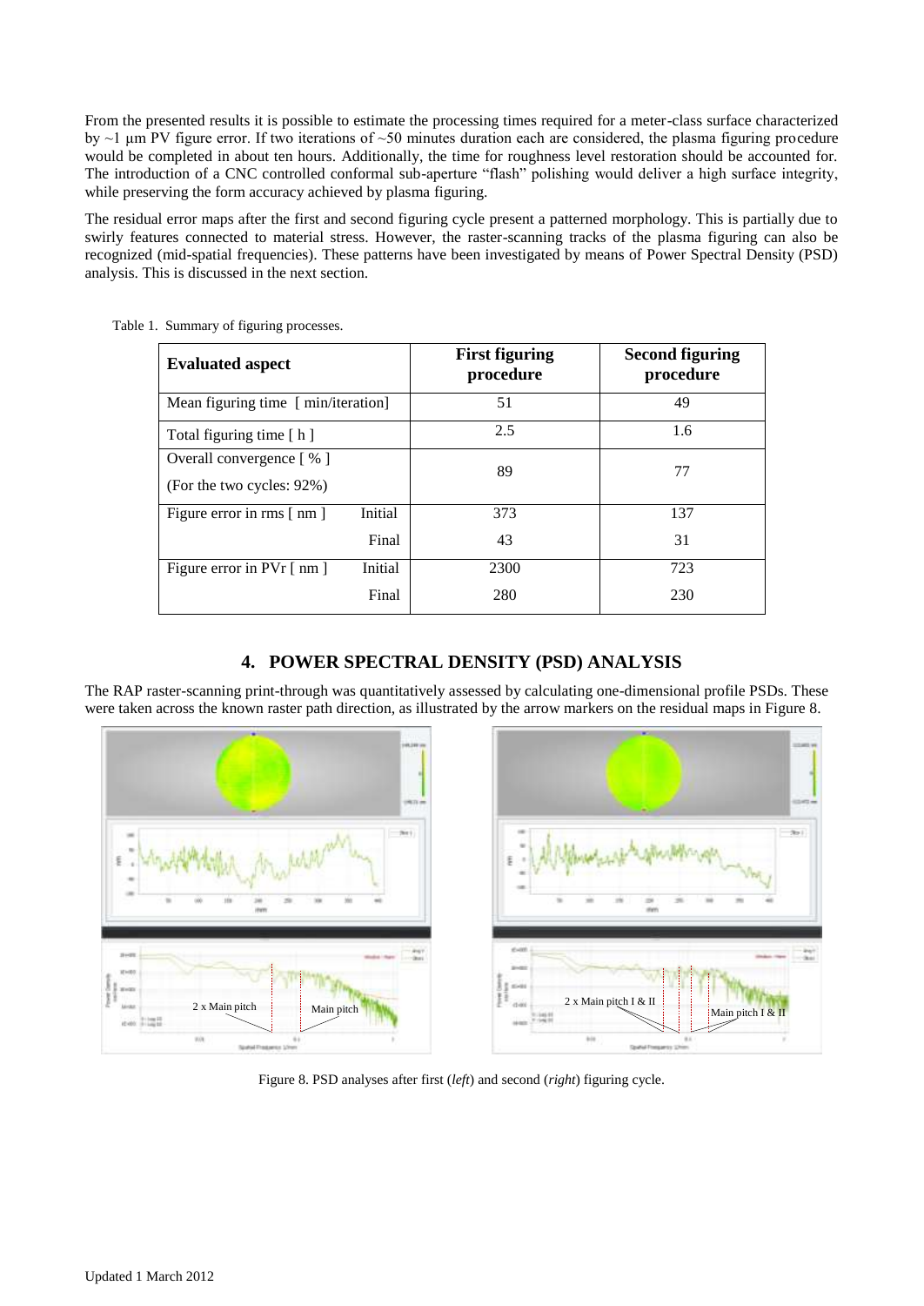From the presented results it is possible to estimate the processing times required for a meter-class surface characterized by ~1 µm PV figure error. If two iterations of ~50 minutes duration each are considered, the plasma figuring procedure would be completed in about ten hours. Additionally, the time for roughness level restoration should be accounted for. The introduction of a CNC controlled conformal sub-aperture "flash" polishing would deliver a high surface integrity, while preserving the form accuracy achieved by plasma figuring.

The residual error maps after the first and second figuring cycle present a patterned morphology. This is partially due to swirly features connected to material stress. However, the raster-scanning tracks of the plasma figuring can also be recognized (mid-spatial frequencies). These patterns have been investigated by means of Power Spectral Density (PSD) analysis. This is discussed in the next section.

Table 1. Summary of figuring processes.

| Evaluated aspect | | First figuring procedure | Second figuring procedure |
|---|---|---|---|
| Mean figuring time [ min/iteration] | | 51 | 49 |
| Total figuring time [ h ] | | 2.5 | 1.6 |
| Overall convergence [ % ] (For the two cycles: 92%) | | 89 | 77 |
| Figure error in rms [ nm ] | Initial | 373 | 137 |
| | Final | 43 | 31 |
| Figure error in PVr [ nm ] | Initial | 2300 | 723 |
| | Final | 280 | 230 |

## 4. POWER SPECTRAL DENSITY (PSD) ANALYSIS

The RAP raster-scanning print-through was quantitatively assessed by calculating one-dimensional profile PSDs. These were taken across the known raster path direction, as illustrated by the arrow markers on the residual maps in Figure 8.

Figure 8. PSD analyses after first (*left*) and second (*right*) figuring cycle.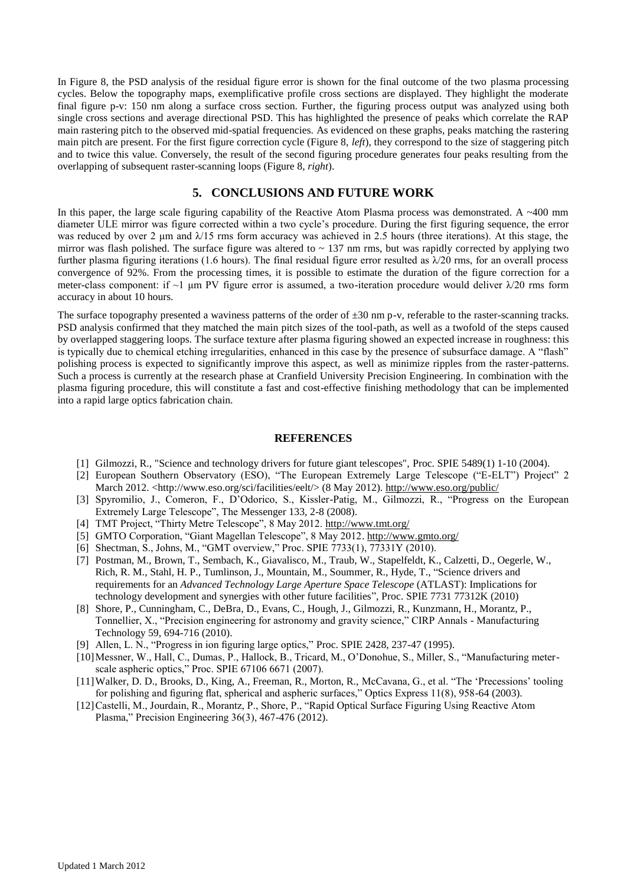In Figure 8, the PSD analysis of the residual figure error is shown for the final outcome of the two plasma processing cycles. Below the topography maps, exemplificative profile cross sections are displayed. They highlight the moderate final figure p-v: 150 nm along a surface cross section. Further, the figuring process output was analyzed using both single cross sections and average directional PSD. This has highlighted the presence of peaks which correlate the RAP main rastering pitch to the observed mid-spatial frequencies. As evidenced on these graphs, peaks matching the rastering main pitch are present. For the first figure correction cycle (Figure 8, *left*), they correspond to the size of staggering pitch and to twice this value. Conversely, the result of the second figuring procedure generates four peaks resulting from the overlapping of subsequent raster-scanning loops (Figure 8, *right*).

## 5. CONCLUSIONS AND FUTURE WORK

In this paper, the large scale figuring capability of the Reactive Atom Plasma process was demonstrated. A ~400 mm diameter ULE mirror was figure corrected within a two cycle's procedure. During the first figuring sequence, the error was reduced by over 2 µm and $\lambda/15$ rms form accuracy was achieved in 2.5 hours (three iterations). At this stage, the mirror was flash polished. The surface figure was altered to ~ 137 nm rms, but was rapidly corrected by applying two further plasma figuring iterations (1.6 hours). The final residual figure error resulted as $\lambda/20$ rms, for an overall process convergence of 92%. From the processing times, it is possible to estimate the duration of the figure correction for a meter-class component: if ~1 µm PV figure error is assumed, a two-iteration procedure would deliver $\lambda/20$ rms form accuracy in about 10 hours.

The surface topography presented a waviness patterns of the order of ±30 nm p-v, referable to the raster-scanning tracks. PSD analysis confirmed that they matched the main pitch sizes of the tool-path, as well as a twofold of the steps caused by overlapped staggering loops. The surface texture after plasma figuring showed an expected increase in roughness: this is typically due to chemical etching irregularities, enhanced in this case by the presence of subsurface damage. A "flash" polishing process is expected to significantly improve this aspect, as well as minimize ripples from the raster-patterns. Such a process is currently at the research phase at Cranfield University Precision Engineering. In combination with the plasma figuring procedure, this will constitute a fast and cost-effective finishing methodology that can be implemented into a rapid large optics fabrication chain.

## REFERENCES

[1] Gilmozzi, R., "Science and technology drivers for future giant telescopes", Proc. SPIE 5489(1) 1-10 (2004).

[2] European Southern Observatory (ESO), "The European Extremely Large Telescope ("E-ELT") Project" 2 March 2012. <http://www.eso.org/sci/facilities/eelt/> (8 May 2012). http://www.eso.org/public/

[3] Spyromilio, J., Comeron, F., D'Odorico, S., Kissler-Patig, M., Gilmozzi, R., "Progress on the European Extremely Large Telescope", The Messenger 133, 2-8 (2008).

[4] TMT Project, "Thirty Metre Telescope", 8 May 2012. http://www.tmt.org/

[5] GMTO Corporation, "Giant Magellan Telescope", 8 May 2012. http://www.gmto.org/

[6] Shectman, S., Johns, M., "GMT overview," Proc. SPIE 7733(1), 77331Y (2010).

[7] Postman, M., Brown, T., Sembach, K., Giavalisco, M., Traub, W., Stapelfeldt, K., Calzetti, D., Oegerle, W., Rich, R. M., Stahl, H. P., Tumlinson, J., Mountain, M., Soummer, R., Hyde, T., "Science drivers and requirements for an *Advanced Technology Large Aperture Space Telescope* (ATLAST): Implications for technology development and synergies with other future facilities", Proc. SPIE 7731 77312K (2010)

[8] Shore, P., Cunningham, C., DeBra, D., Evans, C., Hough, J., Gilmozzi, R., Kunzmann, H., Morantz, P., Tonnellier, X., "Precision engineering for astronomy and gravity science," CIRP Annals - Manufacturing Technology 59, 694-716 (2010).

[9] Allen, L. N., "Progress in ion figuring large optics," Proc. SPIE 2428, 237-47 (1995).

[10] Messner, W., Hall, C., Dumas, P., Hallock, B., Tricard, M., O'Donohue, S., Miller, S., "Manufacturing meter-scale aspheric optics," Proc. SPIE 67106 6671 (2007).

[11] Walker, D. D., Brooks, D., King, A., Freeman, R., Morton, R., McCavana, G., et al. "The 'Precessions' tooling for polishing and figuring flat, spherical and aspheric surfaces," Optics Express 11(8), 958-64 (2003).

[12] Castelli, M., Jourdain, R., Morantz, P., Shore, P., "Rapid Optical Surface Figuring Using Reactive Atom Plasma," Precision Engineering 36(3), 467-476 (2012).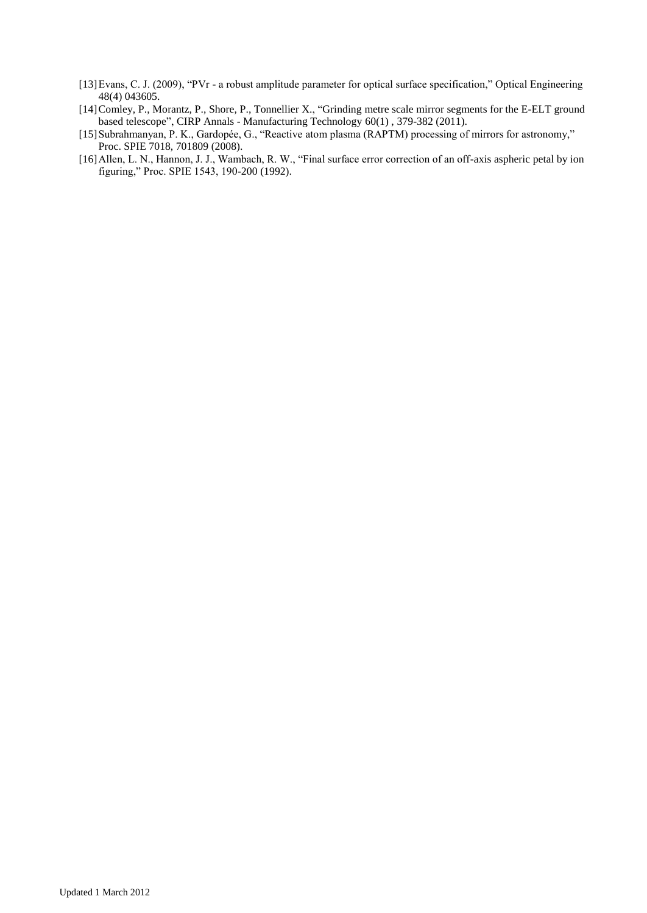[13] Evans, C. J. (2009), “PVr - a robust amplitude parameter for optical surface specification,” Optical Engineering 48(4) 043605.

[14] Comley, P., Morantz, P., Shore, P., Tonnellier X., “Grinding metre scale mirror segments for the E-ELT ground based telescope”, CIRP Annals - Manufacturing Technology 60(1) , 379-382 (2011).

[15] Subrahmanyan, P. K., Gardopée, G., “Reactive atom plasma (RAPTM) processing of mirrors for astronomy,” Proc. SPIE 7018, 701809 (2008).

[16] Allen, L. N., Hannon, J. J., Wambach, R. W., “Final surface error correction of an off-axis aspheric petal by ion figuring,” Proc. SPIE 1543, 190-200 (1992).

Updated 1 March 2012